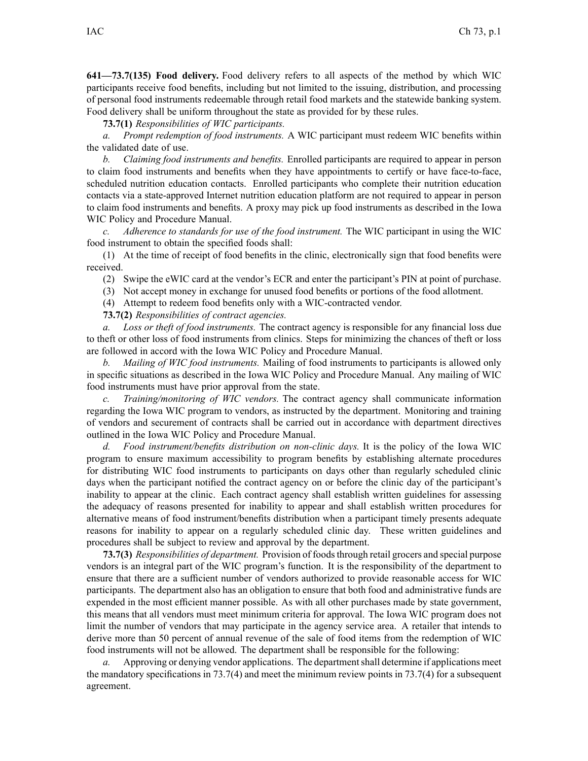**641—73.7(135) Food delivery.** Food delivery refers to all aspects of the method by which WIC participants receive food benefits, including but not limited to the issuing, distribution, and processing of personal food instruments redeemable through retail food markets and the statewide banking system. Food delivery shall be uniform throughout the state as provided for by these rules.

**73.7(1)** *Responsibilities of WIC participants.*

*a. Prompt redemption of food instruments.* A WIC participant must redeem WIC benefits within the validated date of use.

*b. Claiming food instruments and benefits.* Enrolled participants are required to appear in person to claim food instruments and benefits when they have appointments to certify or have face-to-face, scheduled nutrition education contacts. Enrolled participants who complete their nutrition education contacts via a state-approved Internet nutrition education platform are not required to appear in person to claim food instruments and benefits. A proxy may pick up food instruments as described in the Iowa WIC Policy and Procedure Manual.

*c. Adherence to standards for use of the food instrument.* The WIC participant in using the WIC food instrument to obtain the specified foods shall:

(1) At the time of receipt of food benefits in the clinic, electronically sign that food benefits were received.

(2) Swipe the eWIC card at the vendor's ECR and enter the participant's PIN at point of purchase.

(3) Not accept money in exchange for unused food benefits or portions of the food allotment.

(4) Attempt to redeem food benefits only with a WIC-contracted vendor.

**73.7(2)** *Responsibilities of contract agencies.*

*a. Loss or theft of food instruments.* The contract agency is responsible for any financial loss due to theft or other loss of food instruments from clinics. Steps for minimizing the chances of theft or loss are followed in accord with the Iowa WIC Policy and Procedure Manual.

*b. Mailing of WIC food instruments.* Mailing of food instruments to participants is allowed only in specific situations as described in the Iowa WIC Policy and Procedure Manual. Any mailing of WIC food instruments must have prior approval from the state.

*c. Training/monitoring of WIC vendors.* The contract agency shall communicate information regarding the Iowa WIC program to vendors, as instructed by the department. Monitoring and training of vendors and securement of contracts shall be carried out in accordance with department directives outlined in the Iowa WIC Policy and Procedure Manual.

*d. Food instrument/benefits distribution on non-clinic days.* It is the policy of the Iowa WIC program to ensure maximum accessibility to program benefits by establishing alternate procedures for distributing WIC food instruments to participants on days other than regularly scheduled clinic days when the participant notified the contract agency on or before the clinic day of the participant's inability to appear at the clinic. Each contract agency shall establish written guidelines for assessing the adequacy of reasons presented for inability to appear and shall establish written procedures for alternative means of food instrument/benefits distribution when a participant timely presents adequate reasons for inability to appear on a regularly scheduled clinic day. These written guidelines and procedures shall be subject to review and approval by the department.

**73.7(3)** *Responsibilities of department.* Provision of foods through retail grocers and special purpose vendors is an integral part of the WIC program's function. It is the responsibility of the department to ensure that there are a sufficient number of vendors authorized to provide reasonable access for WIC participants. The department also has an obligation to ensure that both food and administrative funds are expended in the most efficient manner possible. As with all other purchases made by state government, this means that all vendors must meet minimum criteria for approval. The Iowa WIC program does not limit the number of vendors that may participate in the agency service area. A retailer that intends to derive more than 50 percent of annual revenue of the sale of food items from the redemption of WIC food instruments will not be allowed. The department shall be responsible for the following:

*a.* Approving or denying vendor applications. The department shall determine if applications meet the mandatory specifications in 73.7(4) and meet the minimum review points in 73.7(4) for a subsequent agreement.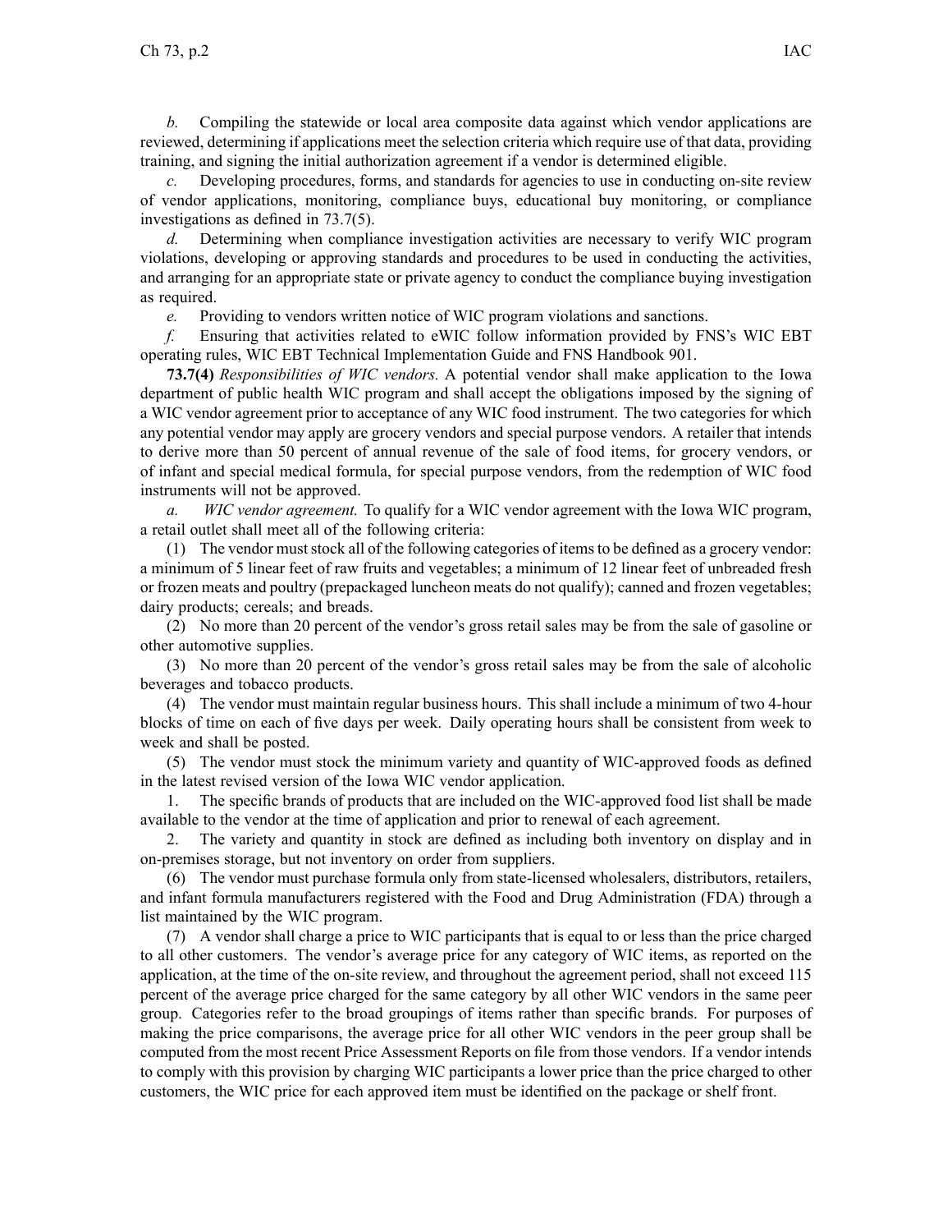*b.* Compiling the statewide or local area composite data against which vendor applications are reviewed, determining if applications meet the selection criteria which require use of that data, providing training, and signing the initial authorization agreement if a vendor is determined eligible.

*c.* Developing procedures, forms, and standards for agencies to use in conducting on-site review of vendor applications, monitoring, compliance buys, educational buy monitoring, or compliance investigations as defined in 73.7(5).

*d.* Determining when compliance investigation activities are necessary to verify WIC program violations, developing or approving standards and procedures to be used in conducting the activities, and arranging for an appropriate state or private agency to conduct the compliance buying investigation as required.

*e.* Providing to vendors written notice of WIC program violations and sanctions.

*f.* Ensuring that activities related to eWIC follow information provided by FNS's WIC EBT operating rules, WIC EBT Technical Implementation Guide and FNS Handbook 901.

**73.7(4)** *Responsibilities of WIC vendors.* A potential vendor shall make application to the Iowa department of public health WIC program and shall accept the obligations imposed by the signing of a WIC vendor agreement prior to acceptance of any WIC food instrument. The two categories for which any potential vendor may apply are grocery vendors and special purpose vendors. A retailer that intends to derive more than 50 percent of annual revenue of the sale of food items, for grocery vendors, or of infant and special medical formula, for special purpose vendors, from the redemption of WIC food instruments will not be approved.

*a.* *WIC vendor agreement.* To qualify for a WIC vendor agreement with the Iowa WIC program, a retail outlet shall meet all of the following criteria:

(1) The vendor must stock all of the following categories of items to be defined as a grocery vendor: a minimum of 5 linear feet of raw fruits and vegetables; a minimum of 12 linear feet of unbreaded fresh or frozen meats and poultry (prepackaged luncheon meats do not qualify); canned and frozen vegetables; dairy products; cereals; and breads.

(2) No more than 20 percent of the vendor's gross retail sales may be from the sale of gasoline or other automotive supplies.

(3) No more than 20 percent of the vendor's gross retail sales may be from the sale of alcoholic beverages and tobacco products.

(4) The vendor must maintain regular business hours. This shall include a minimum of two 4-hour blocks of time on each of five days per week. Daily operating hours shall be consistent from week to week and shall be posted.

(5) The vendor must stock the minimum variety and quantity of WIC-approved foods as defined in the latest revised version of the Iowa WIC vendor application.

1. The specific brands of products that are included on the WIC-approved food list shall be made available to the vendor at the time of application and prior to renewal of each agreement.

2. The variety and quantity in stock are defined as including both inventory on display and in on-premises storage, but not inventory on order from suppliers.

(6) The vendor must purchase formula only from state-licensed wholesalers, distributors, retailers, and infant formula manufacturers registered with the Food and Drug Administration (FDA) through a list maintained by the WIC program.

(7) A vendor shall charge a price to WIC participants that is equal to or less than the price charged to all other customers. The vendor's average price for any category of WIC items, as reported on the application, at the time of the on-site review, and throughout the agreement period, shall not exceed 115 percent of the average price charged for the same category by all other WIC vendors in the same peer group. Categories refer to the broad groupings of items rather than specific brands. For purposes of making the price comparisons, the average price for all other WIC vendors in the peer group shall be computed from the most recent Price Assessment Reports on file from those vendors. If a vendor intends to comply with this provision by charging WIC participants a lower price than the price charged to other customers, the WIC price for each approved item must be identified on the package or shelf front.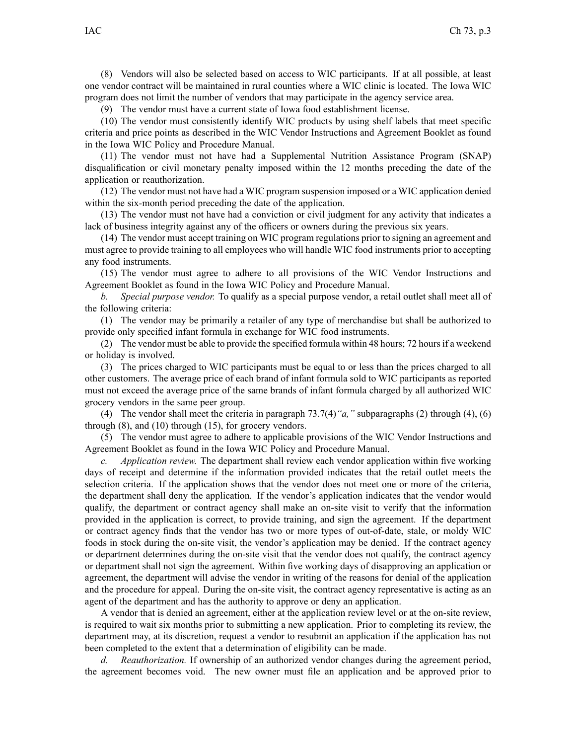(8) Vendors will also be selected based on access to WIC participants. If at all possible, at least one vendor contract will be maintained in rural counties where a WIC clinic is located. The Iowa WIC program does not limit the number of vendors that may participate in the agency service area.

(9) The vendor must have a current state of Iowa food establishment license.

(10) The vendor must consistently identify WIC products by using shelf labels that meet specific criteria and price points as described in the WIC Vendor Instructions and Agreement Booklet as found in the Iowa WIC Policy and Procedure Manual.

(11) The vendor must not have had a Supplemental Nutrition Assistance Program (SNAP) disqualification or civil monetary penalty imposed within the 12 months preceding the date of the application or reauthorization.

(12) The vendor must not have had a WIC program suspension imposed or a WIC application denied within the six-month period preceding the date of the application.

(13) The vendor must not have had a conviction or civil judgment for any activity that indicates a lack of business integrity against any of the officers or owners during the previous six years.

(14) The vendor must accept training on WIC program regulations prior to signing an agreement and must agree to provide training to all employees who will handle WIC food instruments prior to accepting any food instruments.

(15) The vendor must agree to adhere to all provisions of the WIC Vendor Instructions and Agreement Booklet as found in the Iowa WIC Policy and Procedure Manual.

*b. Special purpose vendor.* To qualify as a special purpose vendor, a retail outlet shall meet all of the following criteria:

(1) The vendor may be primarily a retailer of any type of merchandise but shall be authorized to provide only specified infant formula in exchange for WIC food instruments.

(2) The vendor must be able to provide the specified formula within 48 hours; 72 hours if a weekend or holiday is involved.

(3) The prices charged to WIC participants must be equal to or less than the prices charged to all other customers. The average price of each brand of infant formula sold to WIC participants as reported must not exceed the average price of the same brands of infant formula charged by all authorized WIC grocery vendors in the same peer group.

(4) The vendor shall meet the criteria in paragraph 73.7(4)*"a,"* subparagraphs (2) through (4), (6) through (8), and (10) through (15), for grocery vendors.

(5) The vendor must agree to adhere to applicable provisions of the WIC Vendor Instructions and Agreement Booklet as found in the Iowa WIC Policy and Procedure Manual.

*c. Application review.* The department shall review each vendor application within five working days of receipt and determine if the information provided indicates that the retail outlet meets the selection criteria. If the application shows that the vendor does not meet one or more of the criteria, the department shall deny the application. If the vendor's application indicates that the vendor would qualify, the department or contract agency shall make an on-site visit to verify that the information provided in the application is correct, to provide training, and sign the agreement. If the department or contract agency finds that the vendor has two or more types of out-of-date, stale, or moldy WIC foods in stock during the on-site visit, the vendor's application may be denied. If the contract agency or department determines during the on-site visit that the vendor does not qualify, the contract agency or department shall not sign the agreement. Within five working days of disapproving an application or agreement, the department will advise the vendor in writing of the reasons for denial of the application and the procedure for appeal. During the on-site visit, the contract agency representative is acting as an agent of the department and has the authority to approve or deny an application.

A vendor that is denied an agreement, either at the application review level or at the on-site review, is required to wait six months prior to submitting a new application. Prior to completing its review, the department may, at its discretion, request a vendor to resubmit an application if the application has not been completed to the extent that a determination of eligibility can be made.

*d. Reauthorization.* If ownership of an authorized vendor changes during the agreement period, the agreement becomes void. The new owner must file an application and be approved prior to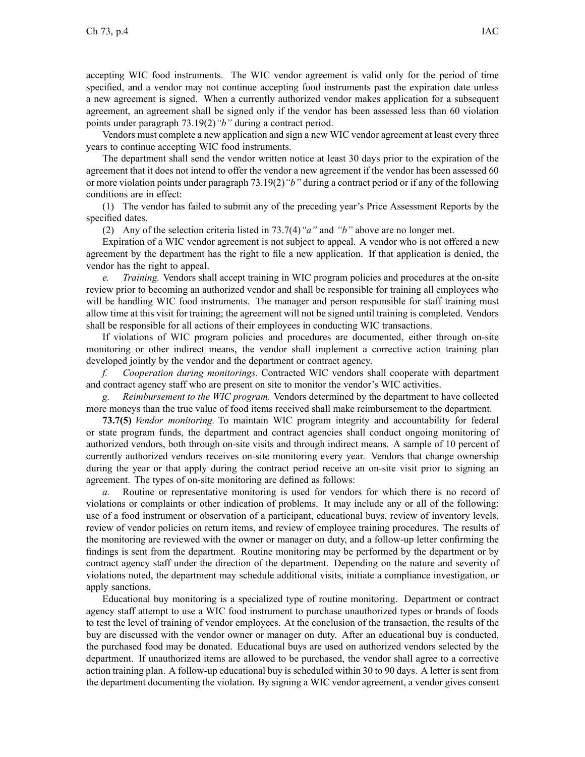accepting WIC food instruments. The WIC vendor agreement is valid only for the period of time specified, and a vendor may not continue accepting food instruments past the expiration date unless a new agreement is signed. When a currently authorized vendor makes application for a subsequent agreement, an agreement shall be signed only if the vendor has been assessed less than 60 violation points under paragraph 73.19(2)*"b"* during a contract period.

Vendors must complete a new application and sign a new WIC vendor agreement at least every three years to continue accepting WIC food instruments.

The department shall send the vendor written notice at least 30 days prior to the expiration of the agreement that it does not intend to offer the vendor a new agreement if the vendor has been assessed 60 or more violation points under paragraph 73.19(2)*"b"* during a contract period or if any of the following conditions are in effect:

(1) The vendor has failed to submit any of the preceding year's Price Assessment Reports by the specified dates.

(2) Any of the selection criteria listed in 73.7(4)*"a"* and *"b"* above are no longer met.

Expiration of a WIC vendor agreement is not subject to appeal. A vendor who is not offered a new agreement by the department has the right to file a new application. If that application is denied, the vendor has the right to appeal.

*e. Training.* Vendors shall accept training in WIC program policies and procedures at the on-site review prior to becoming an authorized vendor and shall be responsible for training all employees who will be handling WIC food instruments. The manager and person responsible for staff training must allow time at this visit for training; the agreement will not be signed until training is completed. Vendors shall be responsible for all actions of their employees in conducting WIC transactions.

If violations of WIC program policies and procedures are documented, either through on-site monitoring or other indirect means, the vendor shall implement a corrective action training plan developed jointly by the vendor and the department or contract agency.

*f. Cooperation during monitorings.* Contracted WIC vendors shall cooperate with department and contract agency staff who are present on site to monitor the vendor's WIC activities.

*g. Reimbursement to the WIC program.* Vendors determined by the department to have collected more moneys than the true value of food items received shall make reimbursement to the department.

**73.7(5)** *Vendor monitoring.* To maintain WIC program integrity and accountability for federal or state program funds, the department and contract agencies shall conduct ongoing monitoring of authorized vendors, both through on-site visits and through indirect means. A sample of 10 percent of currently authorized vendors receives on-site monitoring every year. Vendors that change ownership during the year or that apply during the contract period receive an on-site visit prior to signing an agreement. The types of on-site monitoring are defined as follows:

*a.* Routine or representative monitoring is used for vendors for which there is no record of violations or complaints or other indication of problems. It may include any or all of the following: use of a food instrument or observation of a participant, educational buys, review of inventory levels, review of vendor policies on return items, and review of employee training procedures. The results of the monitoring are reviewed with the owner or manager on duty, and a follow-up letter confirming the findings is sent from the department. Routine monitoring may be performed by the department or by contract agency staff under the direction of the department. Depending on the nature and severity of violations noted, the department may schedule additional visits, initiate a compliance investigation, or apply sanctions.

Educational buy monitoring is a specialized type of routine monitoring. Department or contract agency staff attempt to use a WIC food instrument to purchase unauthorized types or brands of foods to test the level of training of vendor employees. At the conclusion of the transaction, the results of the buy are discussed with the vendor owner or manager on duty. After an educational buy is conducted, the purchased food may be donated. Educational buys are used on authorized vendors selected by the department. If unauthorized items are allowed to be purchased, the vendor shall agree to a corrective action training plan. A follow-up educational buy is scheduled within 30 to 90 days. A letter is sent from the department documenting the violation. By signing a WIC vendor agreement, a vendor gives consent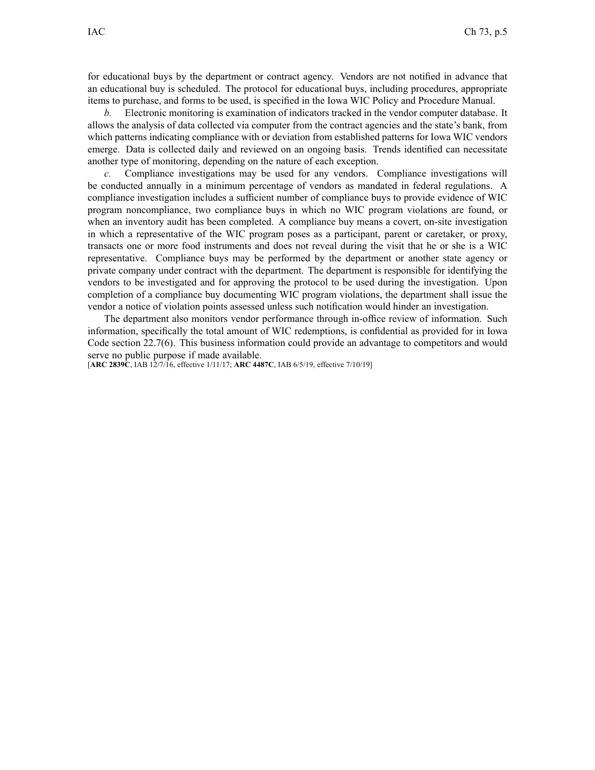for educational buys by the department or contract agency. Vendors are not notified in advance that an educational buy is scheduled. The protocol for educational buys, including procedures, appropriate items to purchase, and forms to be used, is specified in the Iowa WIC Policy and Procedure Manual.

*b.* Electronic monitoring is examination of indicators tracked in the vendor computer database. It allows the analysis of data collected via computer from the contract agencies and the state's bank, from which patterns indicating compliance with or deviation from established patterns for Iowa WIC vendors emerge. Data is collected daily and reviewed on an ongoing basis. Trends identified can necessitate another type of monitoring, depending on the nature of each exception.

*c.* Compliance investigations may be used for any vendors. Compliance investigations will be conducted annually in a minimum percentage of vendors as mandated in federal regulations. A compliance investigation includes a sufficient number of compliance buys to provide evidence of WIC program noncompliance, two compliance buys in which no WIC program violations are found, or when an inventory audit has been completed. A compliance buy means a covert, on-site investigation in which a representative of the WIC program poses as a participant, parent or caretaker, or proxy, transacts one or more food instruments and does not reveal during the visit that he or she is a WIC representative. Compliance buys may be performed by the department or another state agency or private company under contract with the department. The department is responsible for identifying the vendors to be investigated and for approving the protocol to be used during the investigation. Upon completion of a compliance buy documenting WIC program violations, the department shall issue the vendor a notice of violation points assessed unless such notification would hinder an investigation.

The department also monitors vendor performance through in-office review of information. Such information, specifically the total amount of WIC redemptions, is confidential as provided for in Iowa Code section 22.7(6). This business information could provide an advantage to competitors and would serve no public purpose if made available.

[**ARC 2839C**, IAB 12/7/16, effective 1/11/17; **ARC 4487C**, IAB 6/5/19, effective 7/10/19]